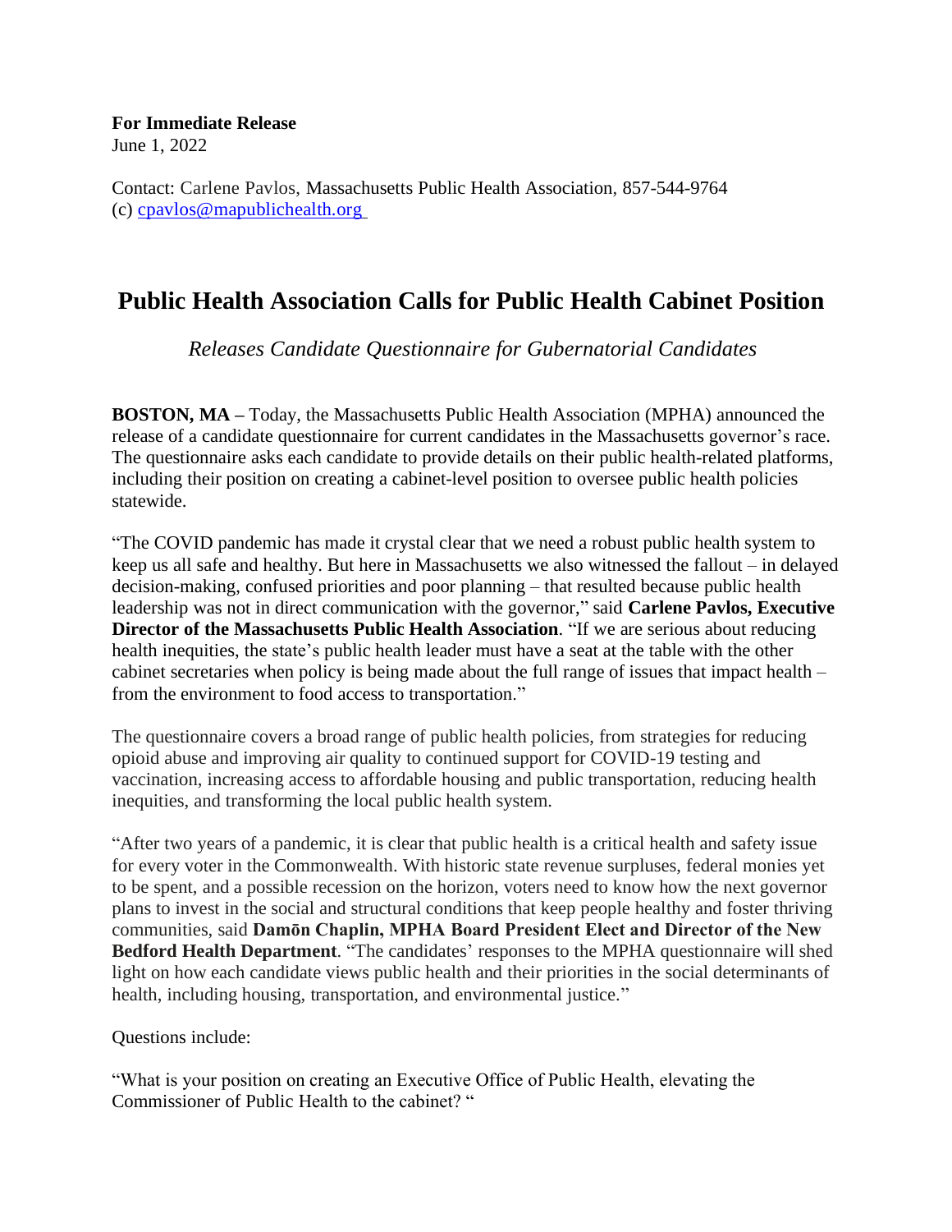**For Immediate Release**
June 1, 2022

Contact: Carlene Pavlos, Massachusetts Public Health Association, 857-544-9764
(c) [cpavlos@mapublichealth.org](mailto:cpavlos@mapublichealth.org)

# Public Health Association Calls for Public Health Cabinet Position

*Releases Candidate Questionnaire for Gubernatorial Candidates*

**BOSTON, MA –** Today, the Massachusetts Public Health Association (MPHA) announced the release of a candidate questionnaire for current candidates in the Massachusetts governor's race. The questionnaire asks each candidate to provide details on their public health-related platforms, including their position on creating a cabinet-level position to oversee public health policies statewide.

"The COVID pandemic has made it crystal clear that we need a robust public health system to keep us all safe and healthy. But here in Massachusetts we also witnessed the fallout – in delayed decision-making, confused priorities and poor planning – that resulted because public health leadership was not in direct communication with the governor," said **Carlene Pavlos, Executive Director of the Massachusetts Public Health Association**. "If we are serious about reducing health inequities, the state's public health leader must have a seat at the table with the other cabinet secretaries when policy is being made about the full range of issues that impact health – from the environment to food access to transportation."

The questionnaire covers a broad range of public health policies, from strategies for reducing opioid abuse and improving air quality to continued support for COVID-19 testing and vaccination, increasing access to affordable housing and public transportation, reducing health inequities, and transforming the local public health system.

"After two years of a pandemic, it is clear that public health is a critical health and safety issue for every voter in the Commonwealth. With historic state revenue surpluses, federal monies yet to be spent, and a possible recession on the horizon, voters need to know how the next governor plans to invest in the social and structural conditions that keep people healthy and foster thriving communities, said **Damōn Chaplin, MPHA Board President Elect and Director of the New Bedford Health Department**. "The candidates' responses to the MPHA questionnaire will shed light on how each candidate views public health and their priorities in the social determinants of health, including housing, transportation, and environmental justice."

Questions include:

"What is your position on creating an Executive Office of Public Health, elevating the Commissioner of Public Health to the cabinet? "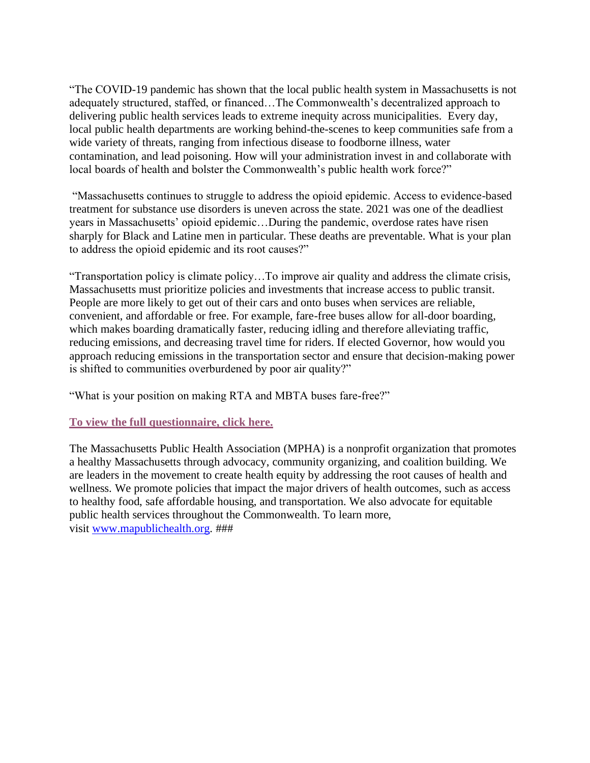"The COVID-19 pandemic has shown that the local public health system in Massachusetts is not adequately structured, staffed, or financed…The Commonwealth's decentralized approach to delivering public health services leads to extreme inequity across municipalities. Every day, local public health departments are working behind-the-scenes to keep communities safe from a wide variety of threats, ranging from infectious disease to foodborne illness, water contamination, and lead poisoning. How will your administration invest in and collaborate with local boards of health and bolster the Commonwealth's public health work force?"

"Massachusetts continues to struggle to address the opioid epidemic. Access to evidence-based treatment for substance use disorders is uneven across the state. 2021 was one of the deadliest years in Massachusetts' opioid epidemic…During the pandemic, overdose rates have risen sharply for Black and Latine men in particular. These deaths are preventable. What is your plan to address the opioid epidemic and its root causes?"

"Transportation policy is climate policy…To improve air quality and address the climate crisis, Massachusetts must prioritize policies and investments that increase access to public transit. People are more likely to get out of their cars and onto buses when services are reliable, convenient, and affordable or free. For example, fare-free buses allow for all-door boarding, which makes boarding dramatically faster, reducing idling and therefore alleviating traffic, reducing emissions, and decreasing travel time for riders. If elected Governor, how would you approach reducing emissions in the transportation sector and ensure that decision-making power is shifted to communities overburdened by poor air quality?"

"What is your position on making RTA and MBTA buses fare-free?"

**To view the full questionnaire, click here.**

The Massachusetts Public Health Association (MPHA) is a nonprofit organization that promotes a healthy Massachusetts through advocacy, community organizing, and coalition building. We are leaders in the movement to create health equity by addressing the root causes of health and wellness. We promote policies that impact the major drivers of health outcomes, such as access to healthy food, safe affordable housing, and transportation. We also advocate for equitable public health services throughout the Commonwealth. To learn more, visit www.mapublichealth.org. ###